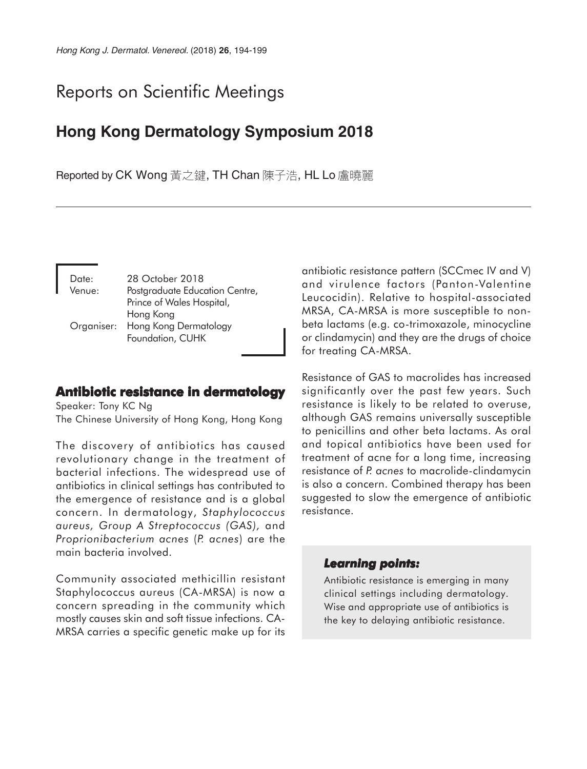# Reports on Scientific Meetings

## Hong Kong Dermatology Symposium 2018

Reported by CK Wong 黃之鍵, TH Chan 陳子浩, HL Lo 盧曉麗

Date: 28 October 2018
Venue: Postgraduate Education Centre, Prince of Wales Hospital, Hong Kong
Organiser: Hong Kong Dermatology Foundation, CUHK

### Antibiotic resistance in dermatology

Speaker: Tony KC Ng
The Chinese University of Hong Kong, Hong Kong

The discovery of antibiotics has caused revolutionary change in the treatment of bacterial infections. The widespread use of antibiotics in clinical settings has contributed to the emergence of resistance and is a global concern. In dermatology, *Staphylococcus aureus, Group A Streptococcus (GAS),* and *Proprionibacterium acnes* (*P. acnes*) are the main bacteria involved.

Community associated methicillin resistant Staphylococcus aureus (CA-MRSA) is now a concern spreading in the community which mostly causes skin and soft tissue infections. CA-MRSA carries a specific genetic make up for its antibiotic resistance pattern (SCCmec IV and V) and virulence factors (Panton-Valentine Leucocidin). Relative to hospital-associated MRSA, CA-MRSA is more susceptible to non-beta lactams (e.g. co-trimoxazole, minocycline or clindamycin) and they are the drugs of choice for treating CA-MRSA.

Resistance of GAS to macrolides has increased significantly over the past few years. Such resistance is likely to be related to overuse, although GAS remains universally susceptible to penicillins and other beta lactams. As oral and topical antibiotics have been used for treatment of acne for a long time, increasing resistance of *P. acnes* to macrolide-clindamycin is also a concern. Combined therapy has been suggested to slow the emergence of antibiotic resistance.

#### *Learning points:*

Antibiotic resistance is emerging in many clinical settings including dermatology. Wise and appropriate use of antibiotics is the key to delaying antibiotic resistance.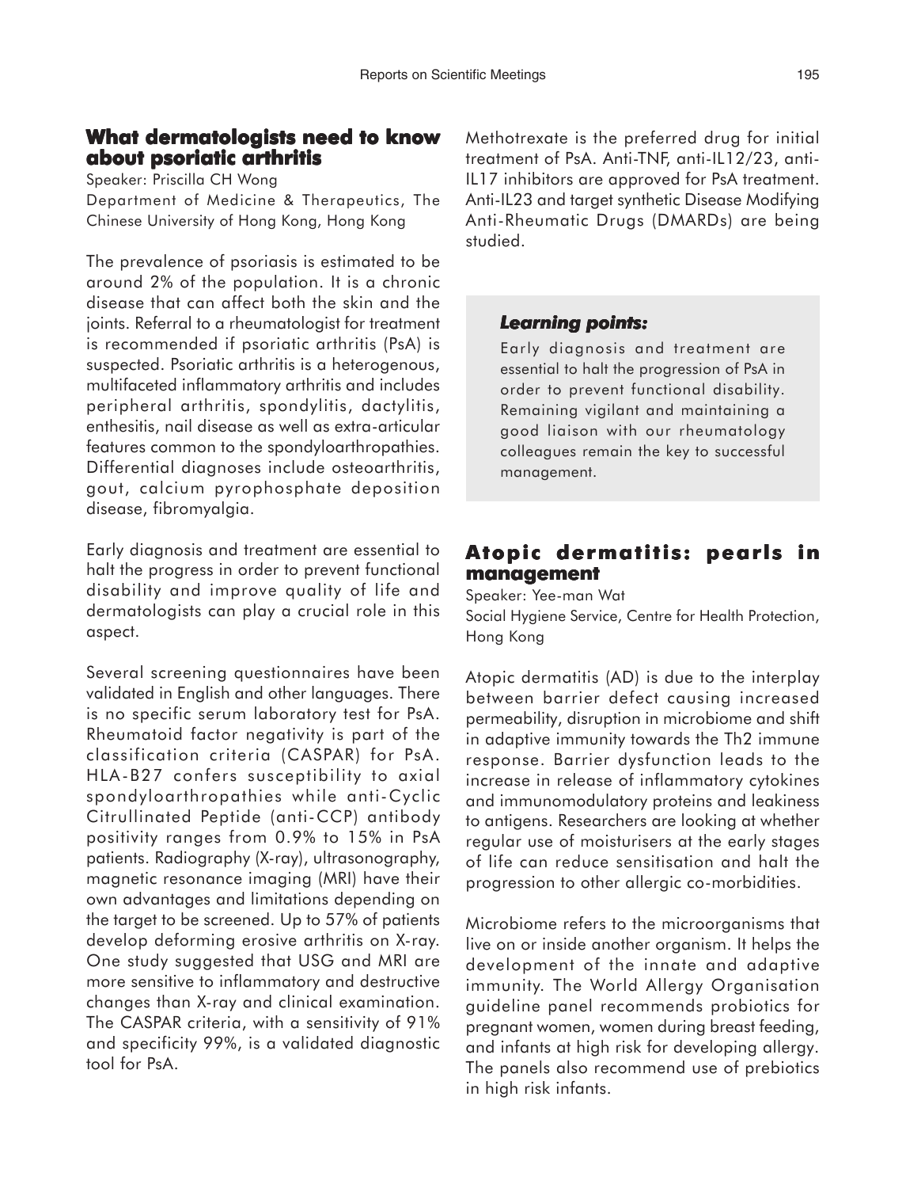## What dermatologists need to know about psoriatic arthritis

Speaker: Priscilla CH Wong

Department of Medicine & Therapeutics, The Chinese University of Hong Kong, Hong Kong

The prevalence of psoriasis is estimated to be around 2% of the population. It is a chronic disease that can affect both the skin and the joints. Referral to a rheumatologist for treatment is recommended if psoriatic arthritis (PsA) is suspected. Psoriatic arthritis is a heterogenous, multifaceted inflammatory arthritis and includes peripheral arthritis, spondylitis, dactylitis, enthesitis, nail disease as well as extra-articular features common to the spondyloarthropathies. Differential diagnoses include osteoarthritis, gout, calcium pyrophosphate deposition disease, fibromyalgia.

Early diagnosis and treatment are essential to halt the progress in order to prevent functional disability and improve quality of life and dermatologists can play a crucial role in this aspect.

Several screening questionnaires have been validated in English and other languages. There is no specific serum laboratory test for PsA. Rheumatoid factor negativity is part of the classification criteria (CASPAR) for PsA. HLA-B27 confers susceptibility to axial spondyloarthropathies while anti-Cyclic Citrullinated Peptide (anti-CCP) antibody positivity ranges from 0.9% to 15% in PsA patients. Radiography (X-ray), ultrasonography, magnetic resonance imaging (MRI) have their own advantages and limitations depending on the target to be screened. Up to 57% of patients develop deforming erosive arthritis on X-ray. One study suggested that USG and MRI are more sensitive to inflammatory and destructive changes than X-ray and clinical examination. The CASPAR criteria, with a sensitivity of 91% and specificity 99%, is a validated diagnostic tool for PsA.

Methotrexate is the preferred drug for initial treatment of PsA. Anti-TNF, anti-IL12/23, anti-IL17 inhibitors are approved for PsA treatment. Anti-IL23 and target synthetic Disease Modifying Anti-Rheumatic Drugs (DMARDs) are being studied.

> ***Learning points:***
>
> Early diagnosis and treatment are essential to halt the progression of PsA in order to prevent functional disability. Remaining vigilant and maintaining a good liaison with our rheumatology colleagues remain the key to successful management.

## Atopic dermatitis: pearls in management

Speaker: Yee-man Wat

Social Hygiene Service, Centre for Health Protection, Hong Kong

Atopic dermatitis (AD) is due to the interplay between barrier defect causing increased permeability, disruption in microbiome and shift in adaptive immunity towards the Th2 immune response. Barrier dysfunction leads to the increase in release of inflammatory cytokines and immunomodulatory proteins and leakiness to antigens. Researchers are looking at whether regular use of moisturisers at the early stages of life can reduce sensitisation and halt the progression to other allergic co-morbidities.

Microbiome refers to the microorganisms that live on or inside another organism. It helps the development of the innate and adaptive immunity. The World Allergy Organisation guideline panel recommends probiotics for pregnant women, women during breast feeding, and infants at high risk for developing allergy. The panels also recommend use of prebiotics in high risk infants.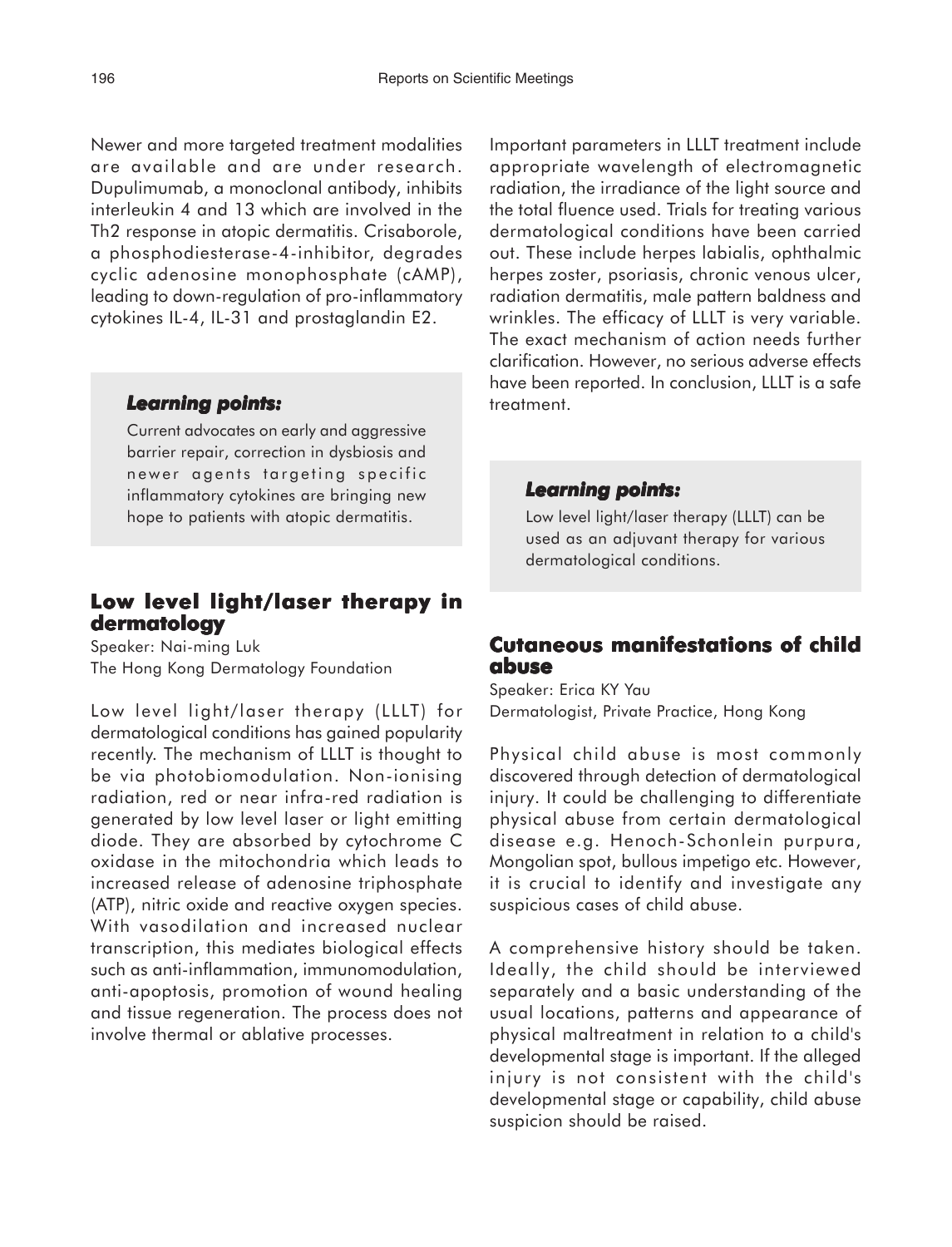Newer and more targeted treatment modalities are available and are under research. Dupulimumab, a monoclonal antibody, inhibits interleukin 4 and 13 which are involved in the Th2 response in atopic dermatitis. Crisaborole, a phosphodiesterase-4-inhibitor, degrades cyclic adenosine monophosphate (cAMP), leading to down-regulation of pro-inflammatory cytokines IL-4, IL-31 and prostaglandin E2.

> ***Learning points:***
>
> Current advocates on early and aggressive barrier repair, correction in dysbiosis and newer agents targeting specific inflammatory cytokines are bringing new hope to patients with atopic dermatitis.

## Low level light/laser therapy in dermatology

Speaker: Nai-ming Luk
The Hong Kong Dermatology Foundation

Low level light/laser therapy (LLLT) for dermatological conditions has gained popularity recently. The mechanism of LLLT is thought to be via photobiomodulation. Non-ionising radiation, red or near infra-red radiation is generated by low level laser or light emitting diode. They are absorbed by cytochrome C oxidase in the mitochondria which leads to increased release of adenosine triphosphate (ATP), nitric oxide and reactive oxygen species. With vasodilation and increased nuclear transcription, this mediates biological effects such as anti-inflammation, immunomodulation, anti-apoptosis, promotion of wound healing and tissue regeneration. The process does not involve thermal or ablative processes.

Important parameters in LLLT treatment include appropriate wavelength of electromagnetic radiation, the irradiance of the light source and the total fluence used. Trials for treating various dermatological conditions have been carried out. These include herpes labialis, ophthalmic herpes zoster, psoriasis, chronic venous ulcer, radiation dermatitis, male pattern baldness and wrinkles. The efficacy of LLLT is very variable. The exact mechanism of action needs further clarification. However, no serious adverse effects have been reported. In conclusion, LLLT is a safe treatment.

> ***Learning points:***
>
> Low level light/laser therapy (LLLT) can be used as an adjuvant therapy for various dermatological conditions.

## Cutaneous manifestations of child abuse

Speaker: Erica KY Yau
Dermatologist, Private Practice, Hong Kong

Physical child abuse is most commonly discovered through detection of dermatological injury. It could be challenging to differentiate physical abuse from certain dermatological disease e.g. Henoch-Schonlein purpura, Mongolian spot, bullous impetigo etc. However, it is crucial to identify and investigate any suspicious cases of child abuse.

A comprehensive history should be taken. Ideally, the child should be interviewed separately and a basic understanding of the usual locations, patterns and appearance of physical maltreatment in relation to a child's developmental stage is important. If the alleged injury is not consistent with the child's developmental stage or capability, child abuse suspicion should be raised.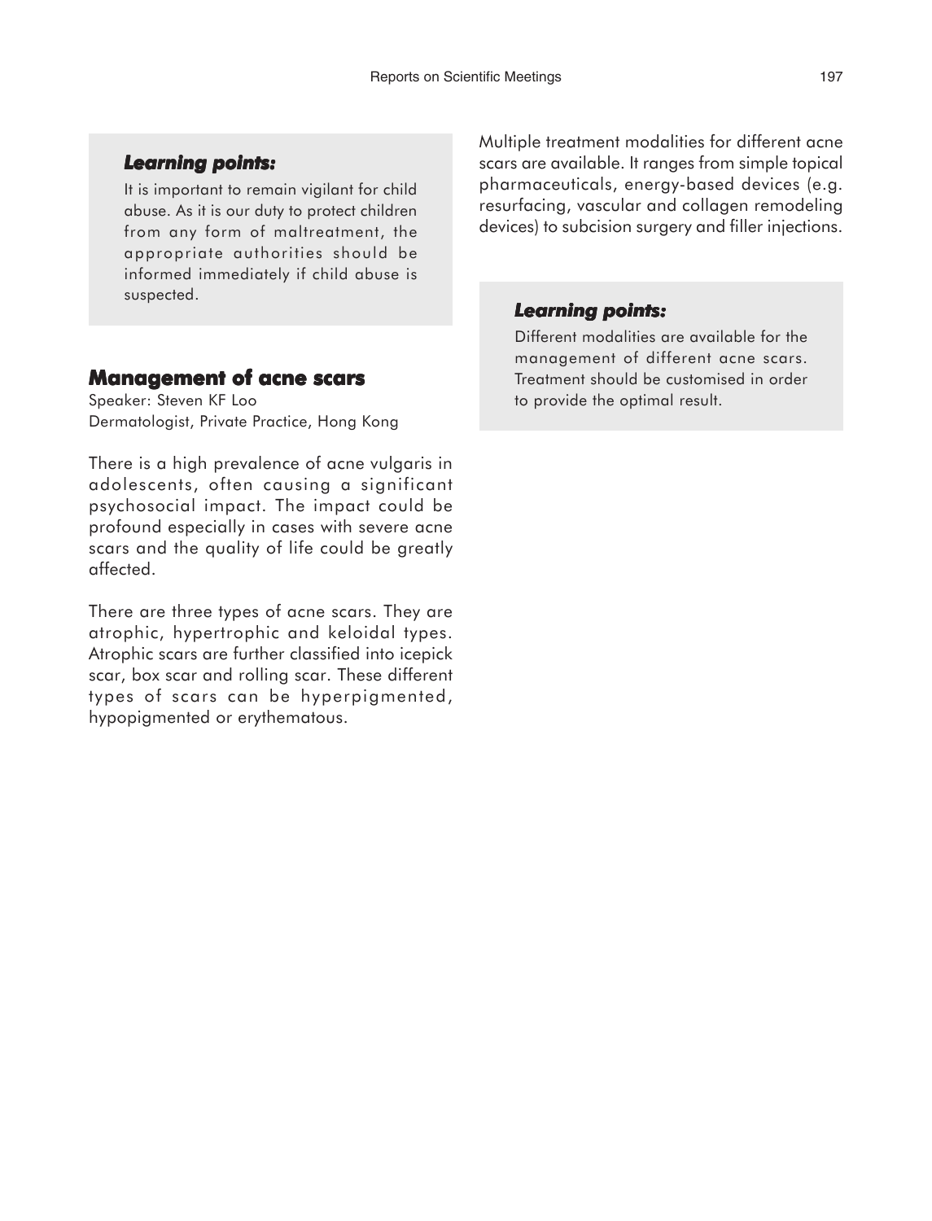***Learning points:***

It is important to remain vigilant for child abuse. As it is our duty to protect children from any form of maltreatment, the appropriate authorities should be informed immediately if child abuse is suspected.

## Management of acne scars

Speaker: Steven KF Loo
Dermatologist, Private Practice, Hong Kong

There is a high prevalence of acne vulgaris in adolescents, often causing a significant psychosocial impact. The impact could be profound especially in cases with severe acne scars and the quality of life could be greatly affected.

There are three types of acne scars. They are atrophic, hypertrophic and keloidal types. Atrophic scars are further classified into icepick scar, box scar and rolling scar. These different types of scars can be hyperpigmented, hypopigmented or erythematous.

Multiple treatment modalities for different acne scars are available. It ranges from simple topical pharmaceuticals, energy-based devices (e.g. resurfacing, vascular and collagen remodeling devices) to subcision surgery and filler injections.

***Learning points:***

Different modalities are available for the management of different acne scars. Treatment should be customised in order to provide the optimal result.